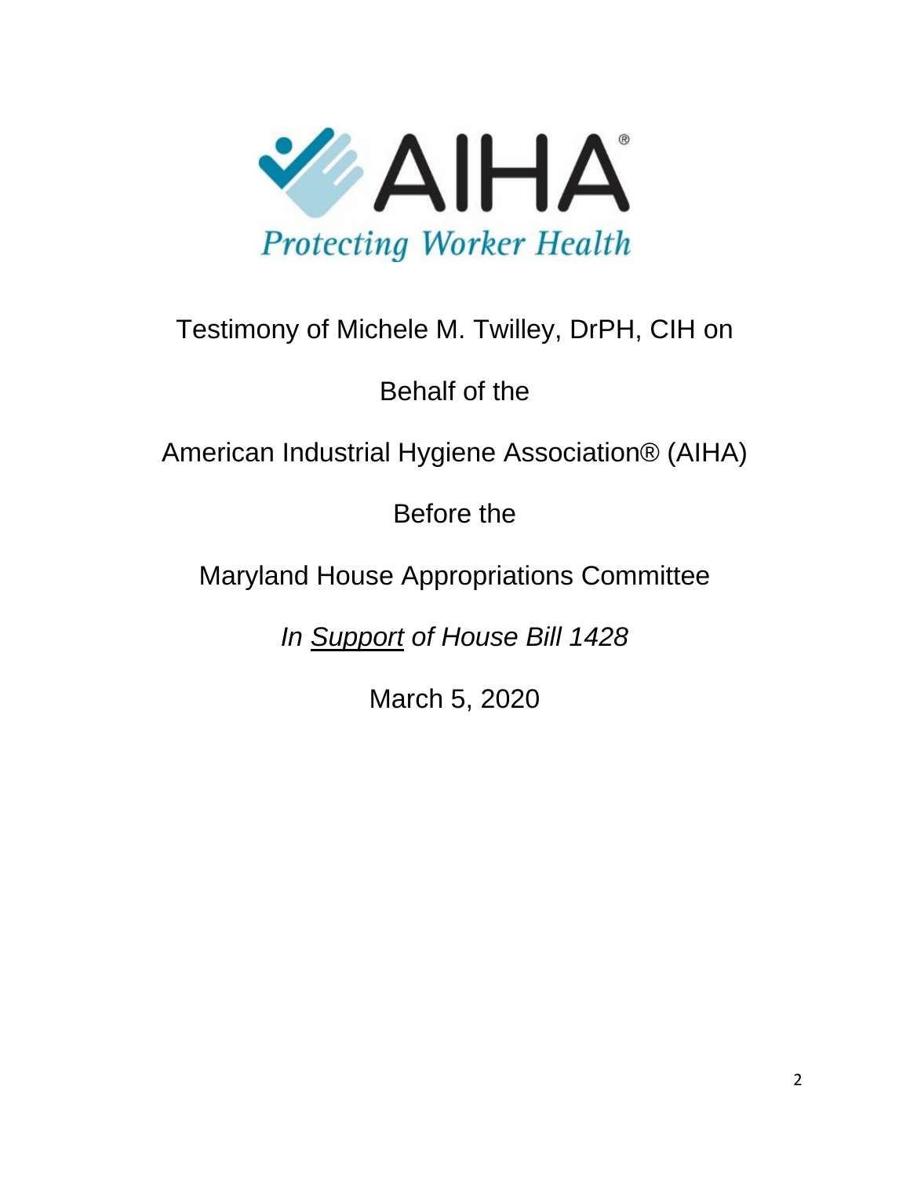AIHA®

*Protecting Worker Health*

Testimony of Michele M. Twilley, DrPH, CIH on

Behalf of the

American Industrial Hygiene Association® (AIHA)

Before the

Maryland House Appropriations Committee

*In Support of House Bill 1428*

March 5, 2020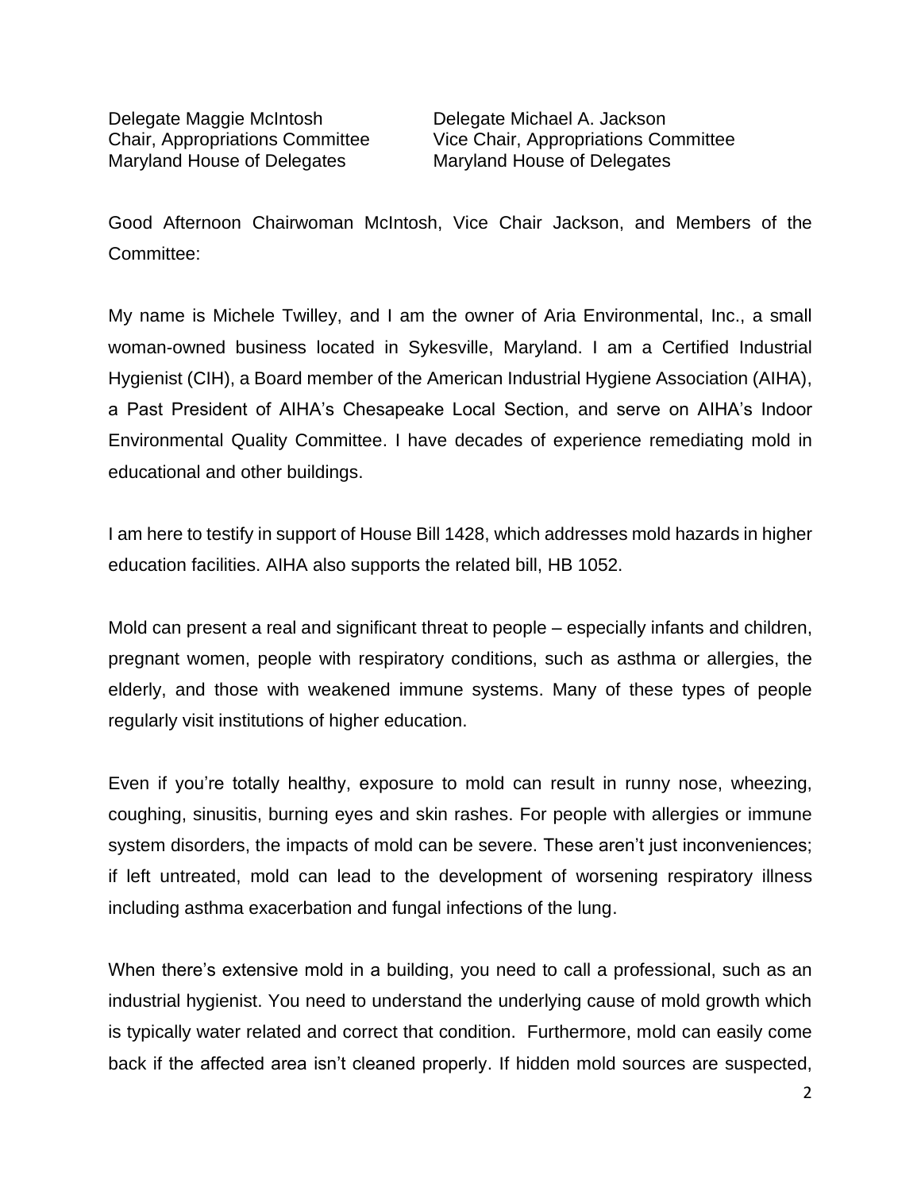Delegate Maggie McIntosh
Chair, Appropriations Committee
Maryland House of Delegates

Delegate Michael A. Jackson
Vice Chair, Appropriations Committee
Maryland House of Delegates

Good Afternoon Chairwoman McIntosh, Vice Chair Jackson, and Members of the Committee:

My name is Michele Twilley, and I am the owner of Aria Environmental, Inc., a small woman-owned business located in Sykesville, Maryland. I am a Certified Industrial Hygienist (CIH), a Board member of the American Industrial Hygiene Association (AIHA), a Past President of AIHA's Chesapeake Local Section, and serve on AIHA's Indoor Environmental Quality Committee. I have decades of experience remediating mold in educational and other buildings.

I am here to testify in support of House Bill 1428, which addresses mold hazards in higher education facilities. AIHA also supports the related bill, HB 1052.

Mold can present a real and significant threat to people – especially infants and children, pregnant women, people with respiratory conditions, such as asthma or allergies, the elderly, and those with weakened immune systems. Many of these types of people regularly visit institutions of higher education.

Even if you're totally healthy, exposure to mold can result in runny nose, wheezing, coughing, sinusitis, burning eyes and skin rashes. For people with allergies or immune system disorders, the impacts of mold can be severe. These aren't just inconveniences; if left untreated, mold can lead to the development of worsening respiratory illness including asthma exacerbation and fungal infections of the lung.

When there's extensive mold in a building, you need to call a professional, such as an industrial hygienist. You need to understand the underlying cause of mold growth which is typically water related and correct that condition. Furthermore, mold can easily come back if the affected area isn't cleaned properly. If hidden mold sources are suspected,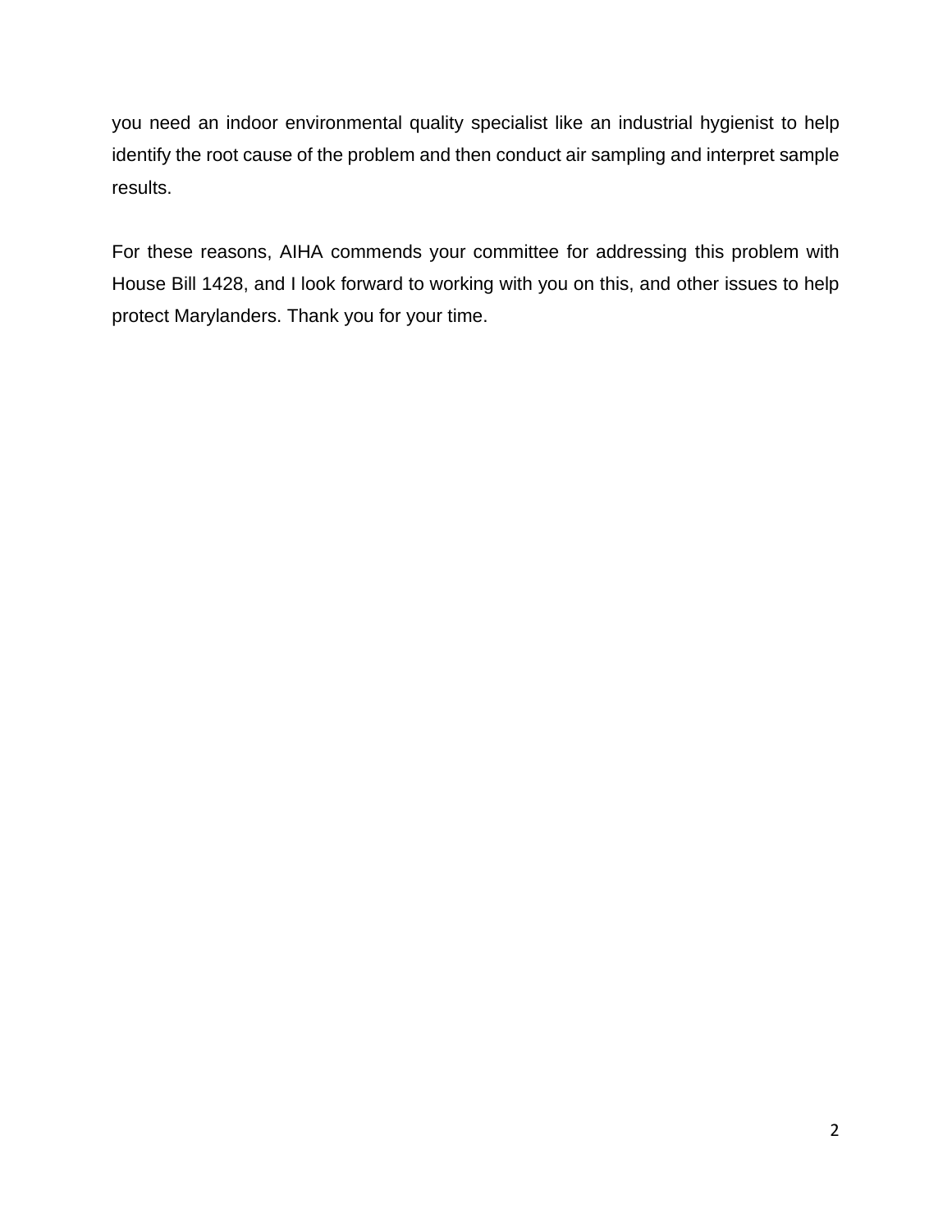you need an indoor environmental quality specialist like an industrial hygienist to help identify the root cause of the problem and then conduct air sampling and interpret sample results.

For these reasons, AIHA commends your committee for addressing this problem with House Bill 1428, and I look forward to working with you on this, and other issues to help protect Marylanders. Thank you for your time.